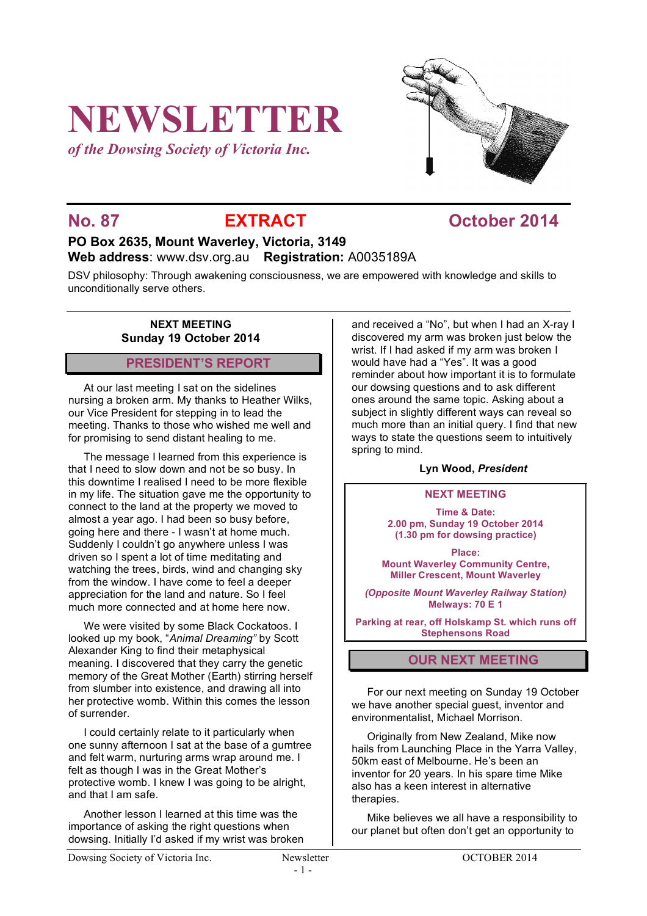# NEWSLETTER

*of the Dowsing Society of Victoria Inc.*

## No. 87 EXTRACT October 2014

**PO Box 2635, Mount Waverley, Victoria, 3149**
**Web address**: www.dsv.org.au **Registration:** A0035189A

DSV philosophy: Through awakening consciousness, we are empowered with knowledge and skills to unconditionally serve others.

**NEXT MEETING**
**Sunday 19 October 2014**

## PRESIDENT'S REPORT

At our last meeting I sat on the sidelines nursing a broken arm. My thanks to Heather Wilks, our Vice President for stepping in to lead the meeting. Thanks to those who wished me well and for promising to send distant healing to me.

The message I learned from this experience is that I need to slow down and not be so busy. In this downtime I realised I need to be more flexible in my life. The situation gave me the opportunity to connect to the land at the property we moved to almost a year ago. I had been so busy before, going here and there - I wasn't at home much. Suddenly I couldn't go anywhere unless I was driven so I spent a lot of time meditating and watching the trees, birds, wind and changing sky from the window. I have come to feel a deeper appreciation for the land and nature. So I feel much more connected and at home here now.

We were visited by some Black Cockatoos. I looked up my book, "*Animal Dreaming"* by Scott Alexander King to find their metaphysical meaning. I discovered that they carry the genetic memory of the Great Mother (Earth) stirring herself from slumber into existence, and drawing all into her protective womb. Within this comes the lesson of surrender.

I could certainly relate to it particularly when one sunny afternoon I sat at the base of a gumtree and felt warm, nurturing arms wrap around me. I felt as though I was in the Great Mother's protective womb. I knew I was going to be alright, and that I am safe.

Another lesson I learned at this time was the importance of asking the right questions when dowsing. Initially I'd asked if my wrist was broken and received a "No", but when I had an X-ray I discovered my arm was broken just below the wrist. If I had asked if my arm was broken I would have had a "Yes". It was a good reminder about how important it is to formulate our dowsing questions and to ask different ones around the same topic. Asking about a subject in slightly different ways can reveal so much more than an initial query. I find that new ways to state the questions seem to intuitively spring to mind.

**Lyn Wood, *President***

**NEXT MEETING**

**Time & Date:**
**2.00 pm, Sunday 19 October 2014**
**(1.30 pm for dowsing practice)**

**Place:**
**Mount Waverley Community Centre, Miller Crescent, Mount Waverley**

***(Opposite Mount Waverley Railway Station)***
**Melways: 70 E 1**

**Parking at rear, off Holskamp St. which runs off Stephensons Road**

## OUR NEXT MEETING

For our next meeting on Sunday 19 October we have another special guest, inventor and environmentalist, Michael Morrison.

Originally from New Zealand, Mike now hails from Launching Place in the Yarra Valley, 50km east of Melbourne. He's been an inventor for 20 years. In his spare time Mike also has a keen interest in alternative therapies.

Mike believes we all have a responsibility to our planet but often don't get an opportunity to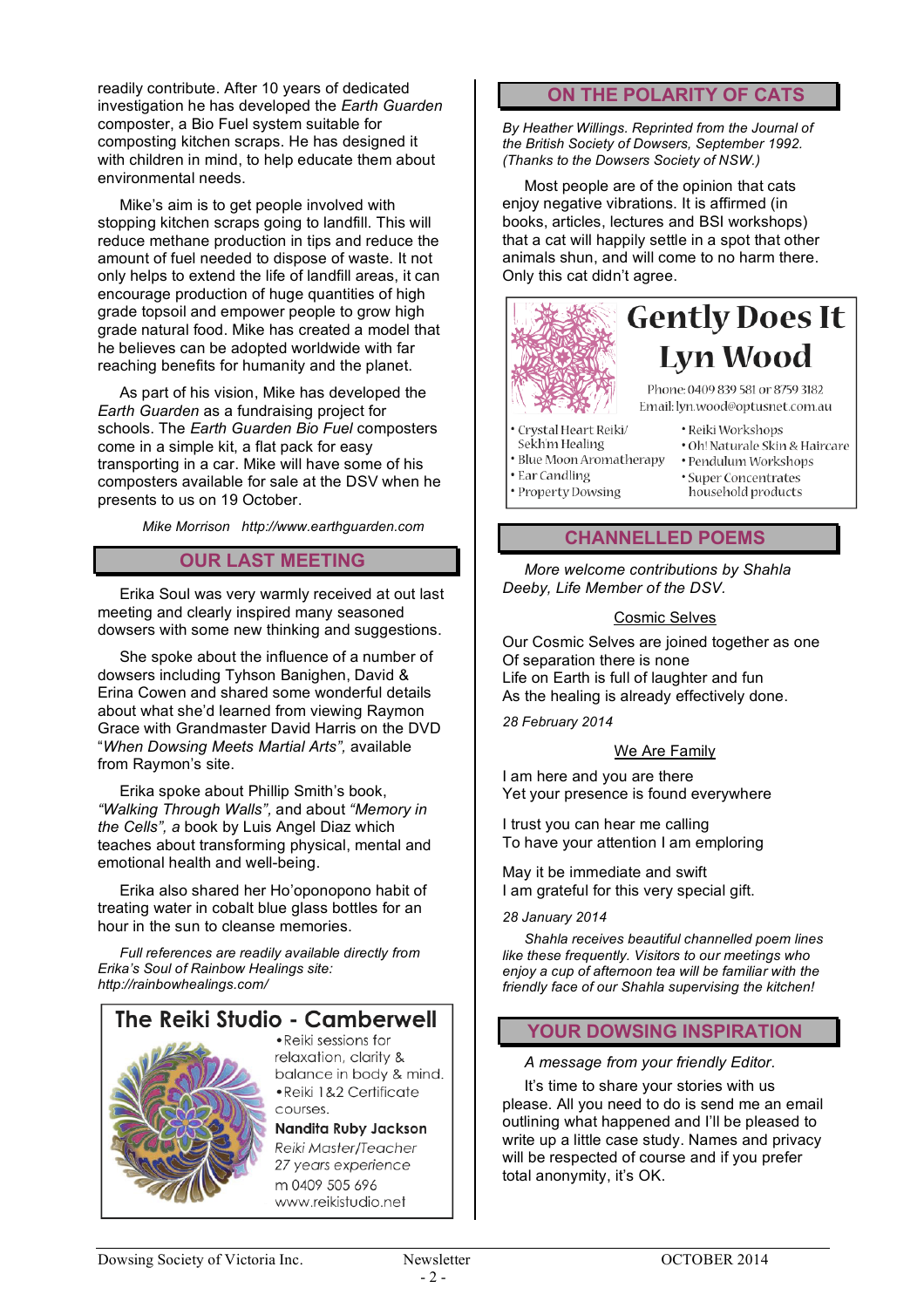readily contribute. After 10 years of dedicated investigation he has developed the *Earth Guarden* composter, a Bio Fuel system suitable for composting kitchen scraps. He has designed it with children in mind, to help educate them about environmental needs.

Mike's aim is to get people involved with stopping kitchen scraps going to landfill. This will reduce methane production in tips and reduce the amount of fuel needed to dispose of waste. It not only helps to extend the life of landfill areas, it can encourage production of huge quantities of high grade topsoil and empower people to grow high grade natural food. Mike has created a model that he believes can be adopted worldwide with far reaching benefits for humanity and the planet.

As part of his vision, Mike has developed the *Earth Guarden* as a fundraising project for schools. The *Earth Guarden Bio Fuel* composters come in a simple kit, a flat pack for easy transporting in a car. Mike will have some of his composters available for sale at the DSV when he presents to us on 19 October.

*Mike Morrison http://www.earthguarden.com*

## OUR LAST MEETING

Erika Soul was very warmly received at out last meeting and clearly inspired many seasoned dowsers with some new thinking and suggestions.

She spoke about the influence of a number of dowsers including Tyhson Banighen, David & Erina Cowen and shared some wonderful details about what she'd learned from viewing Raymon Grace with Grandmaster David Harris on the DVD "*When Dowsing Meets Martial Arts",* available from Raymon's site.

Erika spoke about Phillip Smith's book, *"Walking Through Walls",* and about *"Memory in the Cells", a* book by Luis Angel Diaz which teaches about transforming physical, mental and emotional health and well-being.

Erika also shared her Ho'oponopono habit of treating water in cobalt blue glass bottles for an hour in the sun to cleanse memories.

*Full references are readily available directly from Erika's Soul of Rainbow Healings site: http://rainbowhealings.com/*

**The Reiki Studio - Camberwell**

- Reiki sessions for relaxation, clarity & balance in body & mind.
- Reiki 1&2 Certificate courses.

**Nandita Ruby Jackson**
*Reiki Master/Teacher*
*27 years experience*
m 0409 505 696
www.reikistudio.net

## ON THE POLARITY OF CATS

*By Heather Willings. Reprinted from the Journal of the British Society of Dowsers, September 1992. (Thanks to the Dowsers Society of NSW.)*

Most people are of the opinion that cats enjoy negative vibrations. It is affirmed (in books, articles, lectures and BSI workshops) that a cat will happily settle in a spot that other animals shun, and will come to no harm there. Only this cat didn't agree.

**Gently Does It**
**Lyn Wood**

Phone: 0409 839 581 or 8759 3182
Email: lyn.wood@optusnet.com.au

- Crystal Heart Reiki/ Sekh'm Healing
- Blue Moon Aromatherapy
- Ear Candling
- Property Dowsing
- Reiki Workshops
- Oh! Naturale Skin & Haircare
- Pendulum Workshops
- Super Concentrates household products

## CHANNELLED POEMS

*More welcome contributions by Shahla Deeby, Life Member of the DSV.*

Cosmic Selves

Our Cosmic Selves are joined together as one
Of separation there is none
Life on Earth is full of laughter and fun
As the healing is already effectively done.

*28 February 2014*

We Are Family

I am here and you are there
Yet your presence is found everywhere

I trust you can hear me calling
To have your attention I am emploring

May it be immediate and swift
I am grateful for this very special gift.

*28 January 2014*

*Shahla receives beautiful channelled poem lines like these frequently. Visitors to our meetings who enjoy a cup of afternoon tea will be familiar with the friendly face of our Shahla supervising the kitchen!*

## YOUR DOWSING INSPIRATION

*A message from your friendly Editor.*

It's time to share your stories with us please. All you need to do is send me an email outlining what happened and I'll be pleased to write up a little case study. Names and privacy will be respected of course and if you prefer total anonymity, it's OK.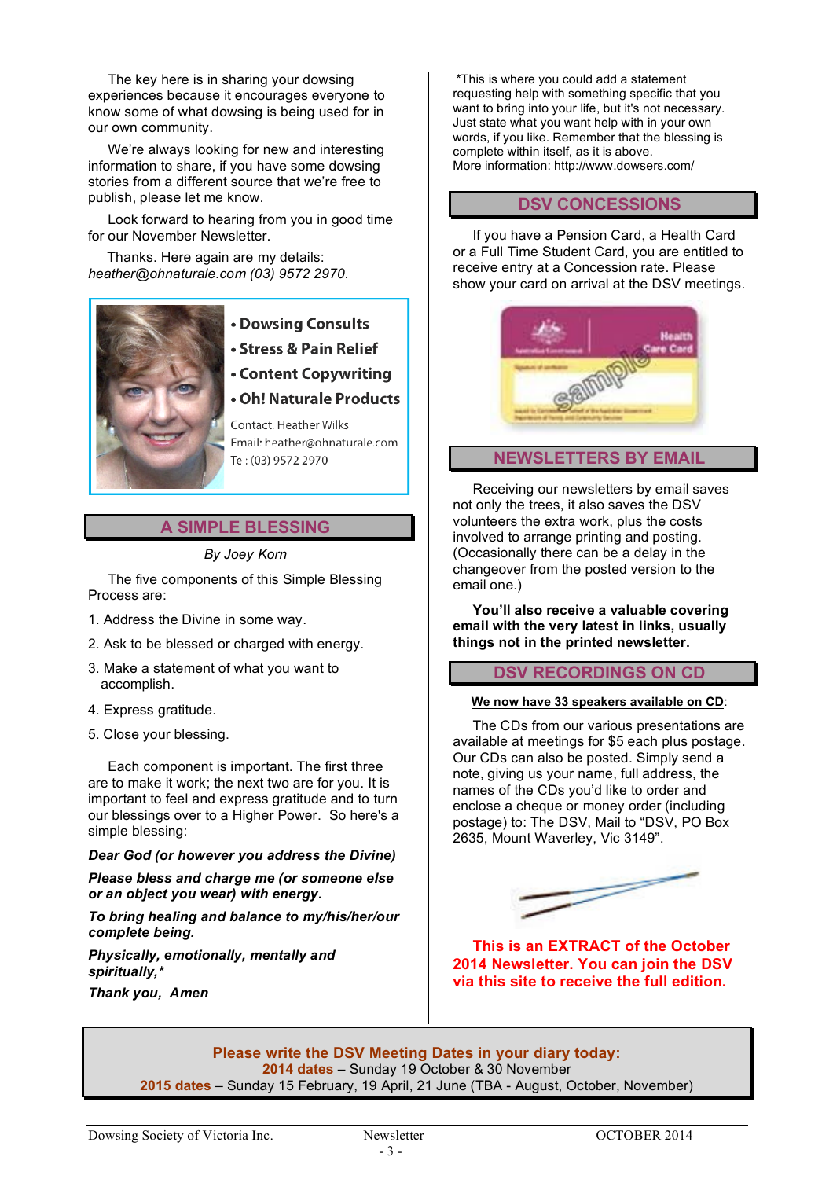The key here is in sharing your dowsing experiences because it encourages everyone to know some of what dowsing is being used for in our own community.

We're always looking for new and interesting information to share, if you have some dowsing stories from a different source that we're free to publish, please let me know.

Look forward to hearing from you in good time for our November Newsletter.

Thanks. Here again are my details: *heather@ohnaturale.com (03) 9572 2970.*

- **Dowsing Consults**
- **Stress & Pain Relief**
- **Content Copywriting**
- **Oh! Naturale Products**

Contact: Heather Wilks
Email: heather@ohnaturale.com
Tel: (03) 9572 2970

## A SIMPLE BLESSING

*By Joey Korn*

The five components of this Simple Blessing Process are:

1. Address the Divine in some way.
2. Ask to be blessed or charged with energy.
3. Make a statement of what you want to accomplish.
4. Express gratitude.
5. Close your blessing.

Each component is important. The first three are to make it work; the next two are for you. It is important to feel and express gratitude and to turn our blessings over to a Higher Power. So here's a simple blessing:

***Dear God (or however you address the Divine)***

***Please bless and charge me (or someone else or an object you wear) with energy.***

***To bring healing and balance to my/his/her/our complete being.***

***Physically, emotionally, mentally and spiritually,****

***Thank you, Amen***

*This is where you could add a statement requesting help with something specific that you want to bring into your life, but it's not necessary. Just state what you want help with in your own words, if you like. Remember that the blessing is complete within itself, as it is above.
More information: http://www.dowsers.com/

## DSV CONCESSIONS

If you have a Pension Card, a Health Card or a Full Time Student Card, you are entitled to receive entry at a Concession rate. Please show your card on arrival at the DSV meetings.

## NEWSLETTERS BY EMAIL

Receiving our newsletters by email saves not only the trees, it also saves the DSV volunteers the extra work, plus the costs involved to arrange printing and posting. (Occasionally there can be a delay in the changeover from the posted version to the email one.)

**You'll also receive a valuable covering email with the very latest in links, usually things not in the printed newsletter.**

## DSV RECORDINGS ON CD

**We now have 33 speakers available on CD**:

The CDs from our various presentations are available at meetings for $5 each plus postage. Our CDs can also be posted. Simply send a note, giving us your name, full address, the names of the CDs you'd like to order and enclose a cheque or money order (including postage) to: The DSV, Mail to "DSV, PO Box 2635, Mount Waverley, Vic 3149".

**This is an EXTRACT of the October 2014 Newsletter. You can join the DSV via this site to receive the full edition.**

**Please write the DSV Meeting Dates in your diary today:**
**2014 dates** – Sunday 19 October & 30 November
**2015 dates** – Sunday 15 February, 19 April, 21 June (TBA - August, October, November)